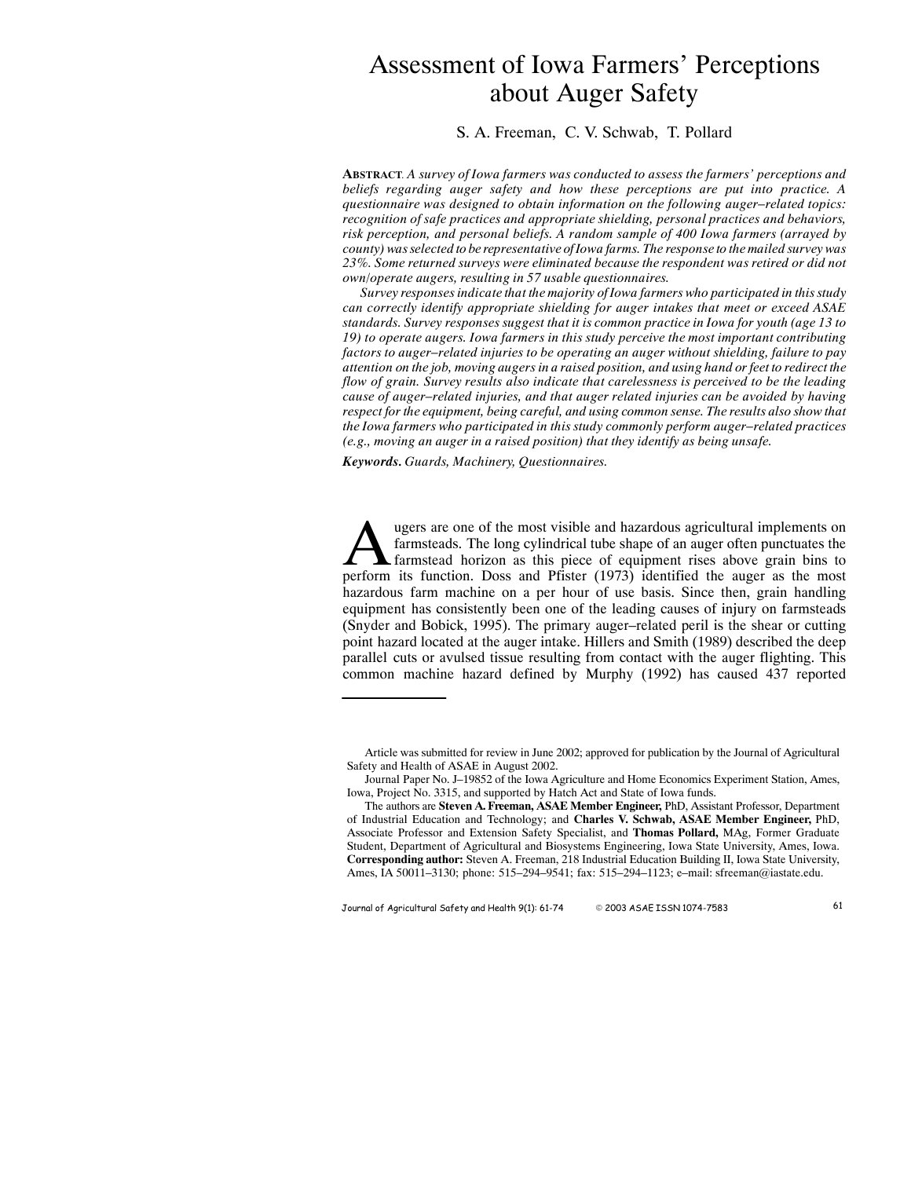# Assessment of Iowa Farmers' Perceptions about Auger Safety

S. A. Freeman, C. V. Schwab, T. Pollard

**ABSTRACT**. *A survey of Iowa farmers was conducted to assess the farmers' perceptions and beliefs regarding auger safety and how these perceptions are put into practice. A questionnaire was designed to obtain information on the following auger–related topics: recognition of safe practices and appropriate shielding, personal practices and behaviors, risk perception, and personal beliefs. A random sample of 400 Iowa farmers (arrayed by county) was selected to be representative of Iowa farms. The response to the mailed survey was 23%. Some returned surveys were eliminated because the respondent was retired or did not own/operate augers, resulting in 57 usable questionnaires.*

*Survey responses indicate that the majority of Iowa farmers who participated in this study can correctly identify appropriate shielding for auger intakes that meet or exceed ASAE standards. Survey responses suggest that it is common practice in Iowa for youth (age 13 to 19) to operate augers. Iowa farmers in this study perceive the most important contributing factors to auger–related injuries to be operating an auger without shielding, failure to pay attention on the job, moving augers in a raised position, and using hand or feet to redirect the flow of grain. Survey results also indicate that carelessness is perceived to be the leading cause of auger–related injuries, and that auger related injuries can be avoided by having respect for the equipment, being careful, and using common sense. The results also show that the Iowa farmers who participated in this study commonly perform auger–related practices (e.g., moving an auger in a raised position) that they identify as being unsafe.*

**Keywords.** *Guards, Machinery, Questionnaires.*

Augers are one of the most visible and hazardous agricultural implements on farmsteads. The long cylindrical tube shape of an auger often punctuates the farmstead horizon as this piece of equipment rises above grain bins to perform its function. Doss and Pfister (1973) identified the auger as the most hazardous farm machine on a per hour of use basis. Since then, grain handling equipment has consistently been one of the leading causes of injury on farmsteads (Snyder and Bobick, 1995). The primary auger–related peril is the shear or cutting point hazard located at the auger intake. Hillers and Smith (1989) described the deep parallel cuts or avulsed tissue resulting from contact with the auger flighting. This common machine hazard defined by Murphy (1992) has caused 437 reported

---

Article was submitted for review in June 2002; approved for publication by the Journal of Agricultural Safety and Health of ASAE in August 2002.

Journal Paper No. J–19852 of the Iowa Agriculture and Home Economics Experiment Station, Ames, Iowa, Project No. 3315, and supported by Hatch Act and State of Iowa funds.

The authors are **Steven A. Freeman, ASAE Member Engineer,** PhD, Assistant Professor, Department of Industrial Education and Technology; and **Charles V. Schwab, ASAE Member Engineer,** PhD, Associate Professor and Extension Safety Specialist, and **Thomas Pollard,** MAg, Former Graduate Student, Department of Agricultural and Biosystems Engineering, Iowa State University, Ames, Iowa. **Corresponding author:** Steven A. Freeman, 218 Industrial Education Building II, Iowa State University, Ames, IA 50011–3130; phone: 515–294–9541; fax: 515–294–1123; e–mail: sfreeman@iastate.edu.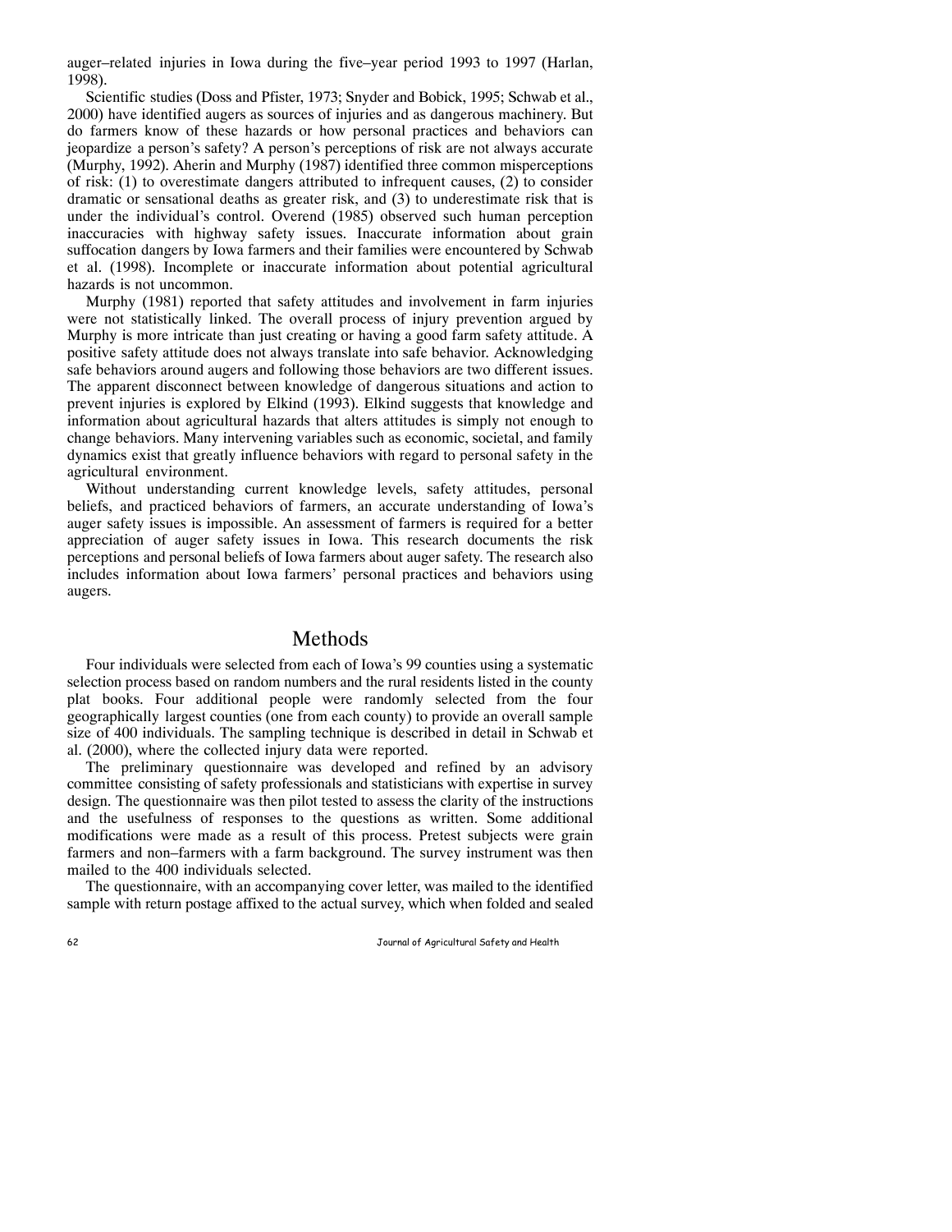auger–related injuries in Iowa during the five–year period 1993 to 1997 (Harlan, 1998).

Scientific studies (Doss and Pfister, 1973; Snyder and Bobick, 1995; Schwab et al., 2000) have identified augers as sources of injuries and as dangerous machinery. But do farmers know of these hazards or how personal practices and behaviors can jeopardize a person's safety? A person's perceptions of risk are not always accurate (Murphy, 1992). Aherin and Murphy (1987) identified three common misperceptions of risk: (1) to overestimate dangers attributed to infrequent causes, (2) to consider dramatic or sensational deaths as greater risk, and (3) to underestimate risk that is under the individual's control. Overend (1985) observed such human perception inaccuracies with highway safety issues. Inaccurate information about grain suffocation dangers by Iowa farmers and their families were encountered by Schwab et al. (1998). Incomplete or inaccurate information about potential agricultural hazards is not uncommon.

Murphy (1981) reported that safety attitudes and involvement in farm injuries were not statistically linked. The overall process of injury prevention argued by Murphy is more intricate than just creating or having a good farm safety attitude. A positive safety attitude does not always translate into safe behavior. Acknowledging safe behaviors around augers and following those behaviors are two different issues. The apparent disconnect between knowledge of dangerous situations and action to prevent injuries is explored by Elkind (1993). Elkind suggests that knowledge and information about agricultural hazards that alters attitudes is simply not enough to change behaviors. Many intervening variables such as economic, societal, and family dynamics exist that greatly influence behaviors with regard to personal safety in the agricultural environment.

Without understanding current knowledge levels, safety attitudes, personal beliefs, and practiced behaviors of farmers, an accurate understanding of Iowa's auger safety issues is impossible. An assessment of farmers is required for a better appreciation of auger safety issues in Iowa. This research documents the risk perceptions and personal beliefs of Iowa farmers about auger safety. The research also includes information about Iowa farmers' personal practices and behaviors using augers.

## Methods

Four individuals were selected from each of Iowa's 99 counties using a systematic selection process based on random numbers and the rural residents listed in the county plat books. Four additional people were randomly selected from the four geographically largest counties (one from each county) to provide an overall sample size of 400 individuals. The sampling technique is described in detail in Schwab et al. (2000), where the collected injury data were reported.

The preliminary questionnaire was developed and refined by an advisory committee consisting of safety professionals and statisticians with expertise in survey design. The questionnaire was then pilot tested to assess the clarity of the instructions and the usefulness of responses to the questions as written. Some additional modifications were made as a result of this process. Pretest subjects were grain farmers and non–farmers with a farm background. The survey instrument was then mailed to the 400 individuals selected.

The questionnaire, with an accompanying cover letter, was mailed to the identified sample with return postage affixed to the actual survey, which when folded and sealed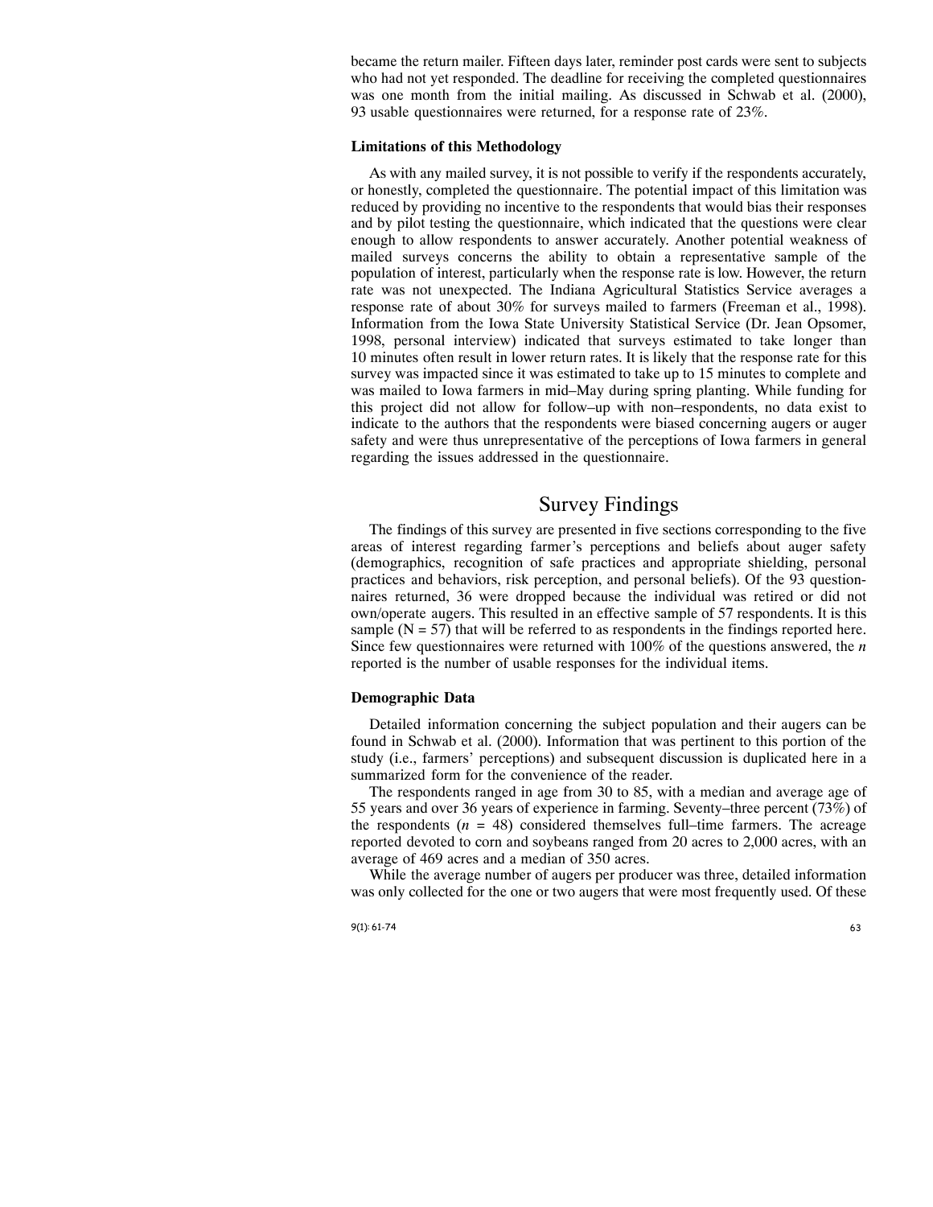became the return mailer. Fifteen days later, reminder post cards were sent to subjects who had not yet responded. The deadline for receiving the completed questionnaires was one month from the initial mailing. As discussed in Schwab et al. (2000), 93 usable questionnaires were returned, for a response rate of 23%.

### Limitations of this Methodology

As with any mailed survey, it is not possible to verify if the respondents accurately, or honestly, completed the questionnaire. The potential impact of this limitation was reduced by providing no incentive to the respondents that would bias their responses and by pilot testing the questionnaire, which indicated that the questions were clear enough to allow respondents to answer accurately. Another potential weakness of mailed surveys concerns the ability to obtain a representative sample of the population of interest, particularly when the response rate is low. However, the return rate was not unexpected. The Indiana Agricultural Statistics Service averages a response rate of about 30% for surveys mailed to farmers (Freeman et al., 1998). Information from the Iowa State University Statistical Service (Dr. Jean Opsomer, 1998, personal interview) indicated that surveys estimated to take longer than 10 minutes often result in lower return rates. It is likely that the response rate for this survey was impacted since it was estimated to take up to 15 minutes to complete and was mailed to Iowa farmers in mid–May during spring planting. While funding for this project did not allow for follow–up with non–respondents, no data exist to indicate to the authors that the respondents were biased concerning augers or auger safety and were thus unrepresentative of the perceptions of Iowa farmers in general regarding the issues addressed in the questionnaire.

## Survey Findings

The findings of this survey are presented in five sections corresponding to the five areas of interest regarding farmer's perceptions and beliefs about auger safety (demographics, recognition of safe practices and appropriate shielding, personal practices and behaviors, risk perception, and personal beliefs). Of the 93 questionnaires returned, 36 were dropped because the individual was retired or did not own/operate augers. This resulted in an effective sample of 57 respondents. It is this sample (N = 57) that will be referred to as respondents in the findings reported here. Since few questionnaires were returned with 100% of the questions answered, the *n* reported is the number of usable responses for the individual items.

### Demographic Data

Detailed information concerning the subject population and their augers can be found in Schwab et al. (2000). Information that was pertinent to this portion of the study (i.e., farmers' perceptions) and subsequent discussion is duplicated here in a summarized form for the convenience of the reader.

The respondents ranged in age from 30 to 85, with a median and average age of 55 years and over 36 years of experience in farming. Seventy–three percent (73%) of the respondents (*n* = 48) considered themselves full–time farmers. The acreage reported devoted to corn and soybeans ranged from 20 acres to 2,000 acres, with an average of 469 acres and a median of 350 acres.

While the average number of augers per producer was three, detailed information was only collected for the one or two augers that were most frequently used. Of these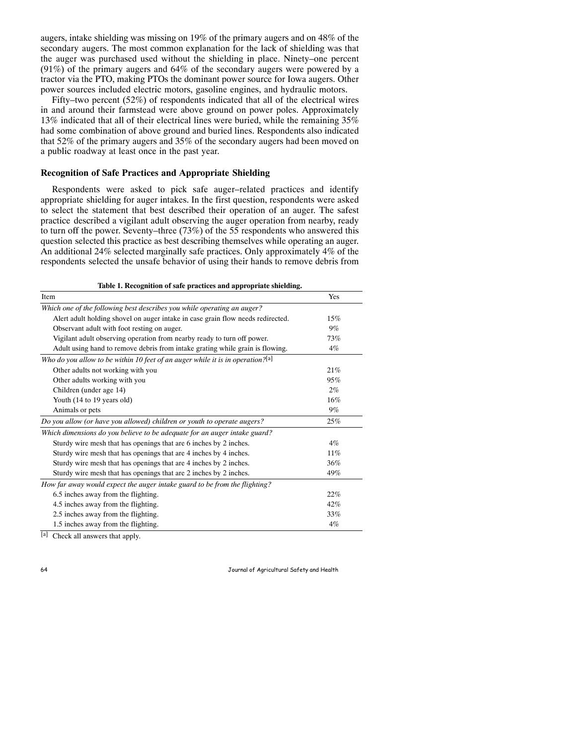augers, intake shielding was missing on 19% of the primary augers and on 48% of the secondary augers. The most common explanation for the lack of shielding was that the auger was purchased used without the shielding in place. Ninety–one percent (91%) of the primary augers and 64% of the secondary augers were powered by a tractor via the PTO, making PTOs the dominant power source for Iowa augers. Other power sources included electric motors, gasoline engines, and hydraulic motors.

Fifty–two percent (52%) of respondents indicated that all of the electrical wires in and around their farmstead were above ground on power poles. Approximately 13% indicated that all of their electrical lines were buried, while the remaining 35% had some combination of above ground and buried lines. Respondents also indicated that 52% of the primary augers and 35% of the secondary augers had been moved on a public roadway at least once in the past year.

### Recognition of Safe Practices and Appropriate Shielding

Respondents were asked to pick safe auger–related practices and identify appropriate shielding for auger intakes. In the first question, respondents were asked to select the statement that best described their operation of an auger. The safest practice described a vigilant adult observing the auger operation from nearby, ready to turn off the power. Seventy–three (73%) of the 55 respondents who answered this question selected this practice as best describing themselves while operating an auger. An additional 24% selected marginally safe practices. Only approximately 4% of the respondents selected the unsafe behavior of using their hands to remove debris from

**Table 1. Recognition of safe practices and appropriate shielding.**

| Item | Yes |
|---|---|
| *Which one of the following best describes you while operating an auger?* | |
| Alert adult holding shovel on auger intake in case grain flow needs redirected. | 15% |
| Observant adult with foot resting on auger. | 9% |
| Vigilant adult observing operation from nearby ready to turn off power. | 73% |
| Adult using hand to remove debris from intake grating while grain is flowing. | 4% |
| *Who do you allow to be within 10 feet of an auger while it is in operation?*[a] | |
| Other adults not working with you | 21% |
| Other adults working with you | 95% |
| Children (under age 14) | 2% |
| Youth (14 to 19 years old) | 16% |
| Animals or pets | 9% |
| *Do you allow (or have you allowed) children or youth to operate augers?* | 25% |
| *Which dimensions do you believe to be adequate for an auger intake guard?* | |
| Sturdy wire mesh that has openings that are 6 inches by 2 inches. | 4% |
| Sturdy wire mesh that has openings that are 4 inches by 4 inches. | 11% |
| Sturdy wire mesh that has openings that are 4 inches by 2 inches. | 36% |
| Sturdy wire mesh that has openings that are 2 inches by 2 inches. | 49% |
| *How far away would expect the auger intake guard to be from the flighting?* | |
| 6.5 inches away from the flighting. | 22% |
| 4.5 inches away from the flighting. | 42% |
| 2.5 inches away from the flighting. | 33% |
| 1.5 inches away from the flighting. | 4% |

[a] Check all answers that apply.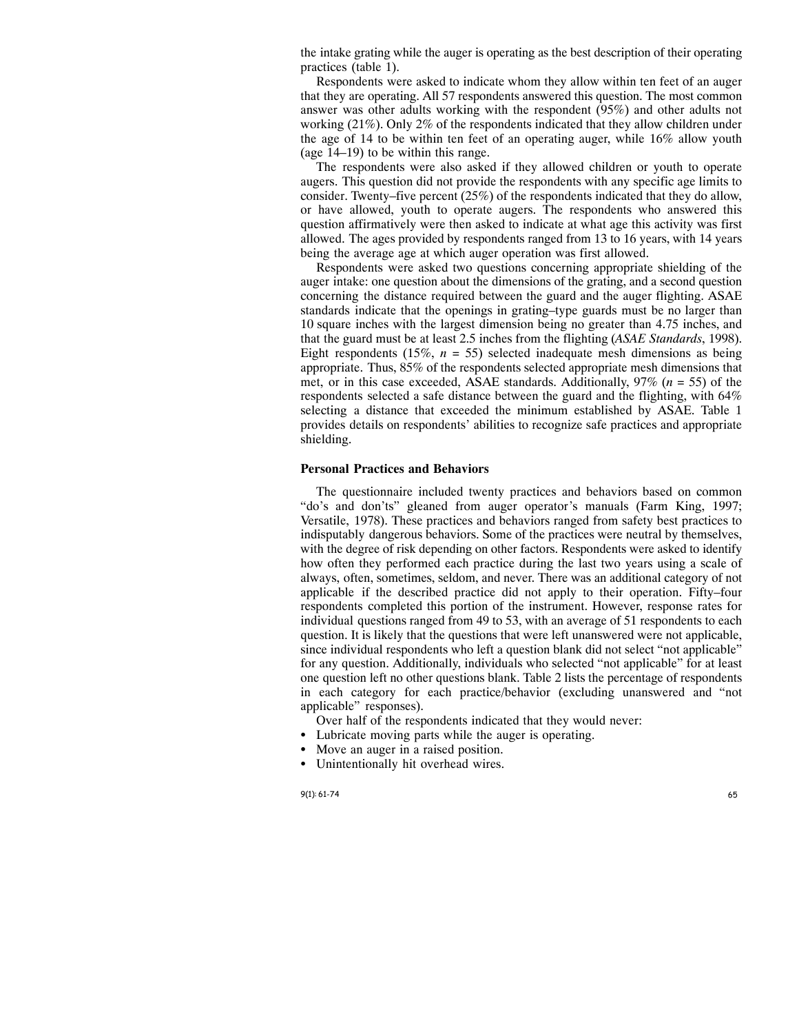the intake grating while the auger is operating as the best description of their operating practices (table 1).

Respondents were asked to indicate whom they allow within ten feet of an auger that they are operating. All 57 respondents answered this question. The most common answer was other adults working with the respondent (95%) and other adults not working (21%). Only 2% of the respondents indicated that they allow children under the age of 14 to be within ten feet of an operating auger, while 16% allow youth (age 14–19) to be within this range.

The respondents were also asked if they allowed children or youth to operate augers. This question did not provide the respondents with any specific age limits to consider. Twenty–five percent (25%) of the respondents indicated that they do allow, or have allowed, youth to operate augers. The respondents who answered this question affirmatively were then asked to indicate at what age this activity was first allowed. The ages provided by respondents ranged from 13 to 16 years, with 14 years being the average age at which auger operation was first allowed.

Respondents were asked two questions concerning appropriate shielding of the auger intake: one question about the dimensions of the grating, and a second question concerning the distance required between the guard and the auger flighting. ASAE standards indicate that the openings in grating–type guards must be no larger than 10 square inches with the largest dimension being no greater than 4.75 inches, and that the guard must be at least 2.5 inches from the flighting (*ASAE Standards*, 1998). Eight respondents (15%, $n$ = 55) selected inadequate mesh dimensions as being appropriate. Thus, 85% of the respondents selected appropriate mesh dimensions that met, or in this case exceeded, ASAE standards. Additionally, 97% ($n$ = 55) of the respondents selected a safe distance between the guard and the flighting, with 64% selecting a distance that exceeded the minimum established by ASAE. Table 1 provides details on respondents' abilities to recognize safe practices and appropriate shielding.

### Personal Practices and Behaviors

The questionnaire included twenty practices and behaviors based on common "do's and don'ts" gleaned from auger operator's manuals (Farm King, 1997; Versatile, 1978). These practices and behaviors ranged from safety best practices to indisputably dangerous behaviors. Some of the practices were neutral by themselves, with the degree of risk depending on other factors. Respondents were asked to identify how often they performed each practice during the last two years using a scale of always, often, sometimes, seldom, and never. There was an additional category of not applicable if the described practice did not apply to their operation. Fifty–four respondents completed this portion of the instrument. However, response rates for individual questions ranged from 49 to 53, with an average of 51 respondents to each question. It is likely that the questions that were left unanswered were not applicable, since individual respondents who left a question blank did not select "not applicable" for any question. Additionally, individuals who selected "not applicable" for at least one question left no other questions blank. Table 2 lists the percentage of respondents in each category for each practice/behavior (excluding unanswered and "not applicable" responses).

Over half of the respondents indicated that they would never:

- Lubricate moving parts while the auger is operating.
- Move an auger in a raised position.
- Unintentionally hit overhead wires.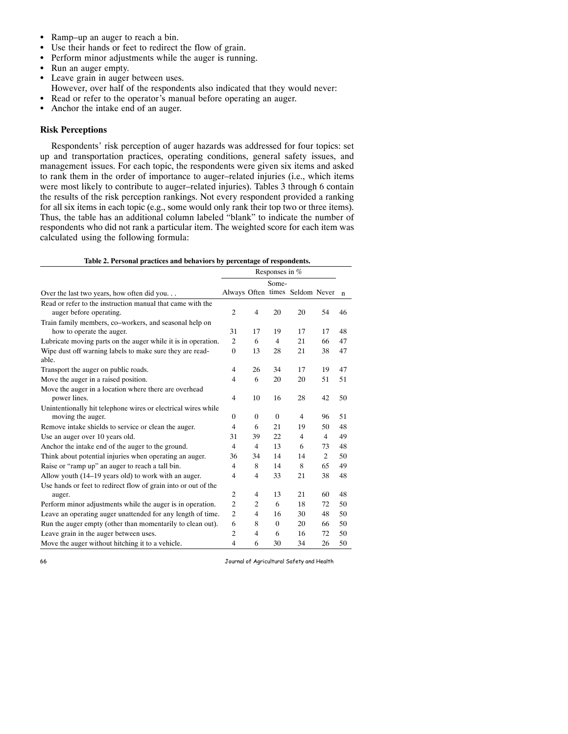- Ramp–up an auger to reach a bin.
- Use their hands or feet to redirect the flow of grain.
- Perform minor adjustments while the auger is running.
- Run an auger empty.
- Leave grain in auger between uses.

  However, over half of the respondents also indicated that they would never:
- Read or refer to the operator's manual before operating an auger.
- Anchor the intake end of an auger.

## Risk Perceptions

Respondents' risk perception of auger hazards was addressed for four topics: set up and transportation practices, operating conditions, general safety issues, and management issues. For each topic, the respondents were given six items and asked to rank them in the order of importance to auger–related injuries (i.e., which items were most likely to contribute to auger–related injuries). Tables 3 through 6 contain the results of the risk perception rankings. Not every respondent provided a ranking for all six items in each topic (e.g., some would only rank their top two or three items). Thus, the table has an additional column labeled "blank" to indicate the number of respondents who did not rank a particular item. The weighted score for each item was calculated using the following formula:

**Table 2. Personal practices and behaviors by percentage of respondents.**

| | Responses in % | | | | | |
|---|---|---|---|---|---|---|
| Over the last two years, how often did you. . . | Always | Often | Sometimes | Seldom | Never | n |
| Read or refer to the instruction manual that came with the auger before operating. | 2 | 4 | 20 | 20 | 54 | 46 |
| Train family members, co–workers, and seasonal help on how to operate the auger. | 31 | 17 | 19 | 17 | 17 | 48 |
| Lubricate moving parts on the auger while it is in operation. | 2 | 6 | 4 | 21 | 66 | 47 |
| Wipe dust off warning labels to make sure they are readable. | 0 | 13 | 28 | 21 | 38 | 47 |
| Transport the auger on public roads. | 4 | 26 | 34 | 17 | 19 | 47 |
| Move the auger in a raised position. | 4 | 6 | 20 | 20 | 51 | 51 |
| Move the auger in a location where there are overhead power lines. | 4 | 10 | 16 | 28 | 42 | 50 |
| Unintentionally hit telephone wires or electrical wires while moving the auger. | 0 | 0 | 0 | 4 | 96 | 51 |
| Remove intake shields to service or clean the auger. | 4 | 6 | 21 | 19 | 50 | 48 |
| Use an auger over 10 years old. | 31 | 39 | 22 | 4 | 4 | 49 |
| Anchor the intake end of the auger to the ground. | 4 | 4 | 13 | 6 | 73 | 48 |
| Think about potential injuries when operating an auger. | 36 | 34 | 14 | 14 | 2 | 50 |
| Raise or "ramp up" an auger to reach a tall bin. | 4 | 8 | 14 | 8 | 65 | 49 |
| Allow youth (14–19 years old) to work with an auger. | 4 | 4 | 33 | 21 | 38 | 48 |
| Use hands or feet to redirect flow of grain into or out of the auger. | 2 | 4 | 13 | 21 | 60 | 48 |
| Perform minor adjustments while the auger is in operation. | 2 | 2 | 6 | 18 | 72 | 50 |
| Leave an operating auger unattended for any length of time. | 2 | 4 | 16 | 30 | 48 | 50 |
| Run the auger empty (other than momentarily to clean out). | 6 | 8 | 0 | 20 | 66 | 50 |
| Leave grain in the auger between uses. | 2 | 4 | 6 | 16 | 72 | 50 |
| Move the auger without hitching it to a vehicle. | 4 | 6 | 30 | 34 | 26 | 50 |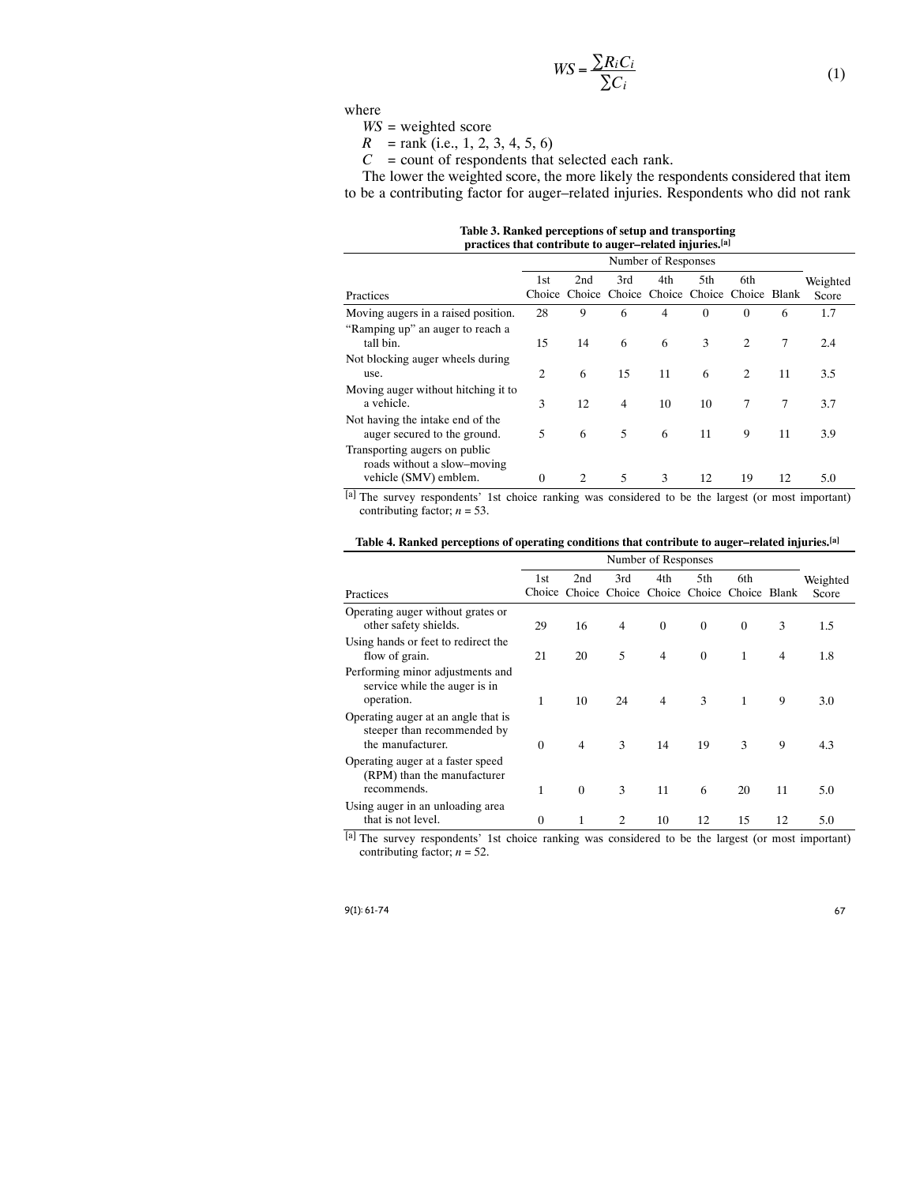$$WS = \frac{\sum R_i C_i}{\sum C_i} \quad (1)$$

where

$WS$ = weighted score

$R$ = rank (i.e., 1, 2, 3, 4, 5, 6)

$C$ = count of respondents that selected each rank.

The lower the weighted score, the more likely the respondents considered that item to be a contributing factor for auger–related injuries. Respondents who did not rank

**Table 3. Ranked perceptions of setup and transporting practices that contribute to auger–related injuries.[a]**

| Practices | Number of Responses | | | | | | | Weighted Score |
|---|---|---|---|---|---|---|---|---|
| | 1st Choice | 2nd Choice | 3rd Choice | 4th Choice | 5th Choice | 6th Choice | Blank | |
| Moving augers in a raised position. | 28 | 9 | 6 | 4 | 0 | 0 | 6 | 1.7 |
| "Ramping up" an auger to reach a tall bin. | 15 | 14 | 6 | 6 | 3 | 2 | 7 | 2.4 |
| Not blocking auger wheels during use. | 2 | 6 | 15 | 11 | 6 | 2 | 11 | 3.5 |
| Moving auger without hitching it to a vehicle. | 3 | 12 | 4 | 10 | 10 | 7 | 7 | 3.7 |
| Not having the intake end of the auger secured to the ground. | 5 | 6 | 5 | 6 | 11 | 9 | 11 | 3.9 |
| Transporting augers on public roads without a slow–moving vehicle (SMV) emblem. | 0 | 2 | 5 | 3 | 12 | 19 | 12 | 5.0 |

[a] The survey respondents' 1st choice ranking was considered to be the largest (or most important) contributing factor; $n = 53$.

**Table 4. Ranked perceptions of operating conditions that contribute to auger–related injuries.[a]**

| Practices | Number of Responses | | | | | | | Weighted Score |
|---|---|---|---|---|---|---|---|---|
| | 1st Choice | 2nd Choice | 3rd Choice | 4th Choice | 5th Choice | 6th Choice | Blank | |
| Operating auger without grates or other safety shields. | 29 | 16 | 4 | 0 | 0 | 0 | 3 | 1.5 |
| Using hands or feet to redirect the flow of grain. | 21 | 20 | 5 | 4 | 0 | 1 | 4 | 1.8 |
| Performing minor adjustments and service while the auger is in operation. | 1 | 10 | 24 | 4 | 3 | 1 | 9 | 3.0 |
| Operating auger at an angle that is steeper than recommended by the manufacturer. | 0 | 4 | 3 | 14 | 19 | 3 | 9 | 4.3 |
| Operating auger at a faster speed (RPM) than the manufacturer recommends. | 1 | 0 | 3 | 11 | 6 | 20 | 11 | 5.0 |
| Using auger in an unloading area that is not level. | 0 | 1 | 2 | 10 | 12 | 15 | 12 | 5.0 |

[a] The survey respondents' 1st choice ranking was considered to be the largest (or most important) contributing factor; $n = 52$.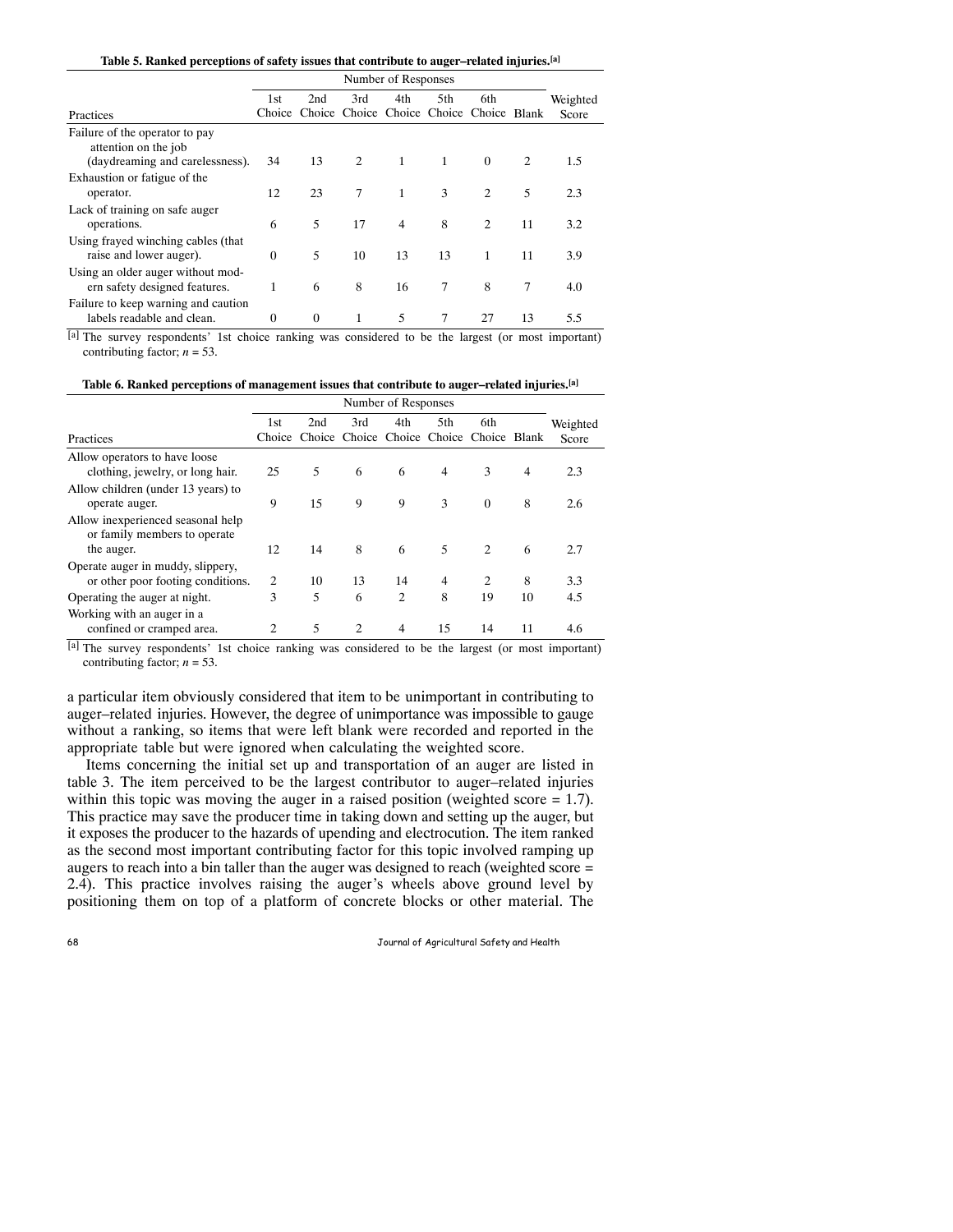**Table 5. Ranked perceptions of safety issues that contribute to auger–related injuries.[a]**

| Practices | Number of Responses | | | | | | | Weighted Score |
|---|---|---|---|---|---|---|---|---|
| | 1st Choice | 2nd Choice | 3rd Choice | 4th Choice | 5th Choice | 6th Choice | Blank | |
| Failure of the operator to pay attention on the job (daydreaming and carelessness). | 34 | 13 | 2 | 1 | 1 | 0 | 2 | 1.5 |
| Exhaustion or fatigue of the operator. | 12 | 23 | 7 | 1 | 3 | 2 | 5 | 2.3 |
| Lack of training on safe auger operations. | 6 | 5 | 17 | 4 | 8 | 2 | 11 | 3.2 |
| Using frayed winching cables (that raise and lower auger). | 0 | 5 | 10 | 13 | 13 | 1 | 11 | 3.9 |
| Using an older auger without modern safety designed features. | 1 | 6 | 8 | 16 | 7 | 8 | 7 | 4.0 |
| Failure to keep warning and caution labels readable and clean. | 0 | 0 | 1 | 5 | 7 | 27 | 13 | 5.5 |

[a] The survey respondents' 1st choice ranking was considered to be the largest (or most important) contributing factor; $n = 53$.

**Table 6. Ranked perceptions of management issues that contribute to auger–related injuries.[a]**

| Practices | Number of Responses | | | | | | | Weighted Score |
|---|---|---|---|---|---|---|---|---|
| | 1st Choice | 2nd Choice | 3rd Choice | 4th Choice | 5th Choice | 6th Choice | Blank | |
| Allow operators to have loose clothing, jewelry, or long hair. | 25 | 5 | 6 | 6 | 4 | 3 | 4 | 2.3 |
| Allow children (under 13 years) to operate auger. | 9 | 15 | 9 | 9 | 3 | 0 | 8 | 2.6 |
| Allow inexperienced seasonal help or family members to operate the auger. | 12 | 14 | 8 | 6 | 5 | 2 | 6 | 2.7 |
| Operate auger in muddy, slippery, or other poor footing conditions. | 2 | 10 | 13 | 14 | 4 | 2 | 8 | 3.3 |
| Operating the auger at night. | 3 | 5 | 6 | 2 | 8 | 19 | 10 | 4.5 |
| Working with an auger in a confined or cramped area. | 2 | 5 | 2 | 4 | 15 | 14 | 11 | 4.6 |

[a] The survey respondents' 1st choice ranking was considered to be the largest (or most important) contributing factor; $n = 53$.

a particular item obviously considered that item to be unimportant in contributing to auger–related injuries. However, the degree of unimportance was impossible to gauge without a ranking, so items that were left blank were recorded and reported in the appropriate table but were ignored when calculating the weighted score.

Items concerning the initial set up and transportation of an auger are listed in table 3. The item perceived to be the largest contributor to auger–related injuries within this topic was moving the auger in a raised position (weighted score = 1.7). This practice may save the producer time in taking down and setting up the auger, but it exposes the producer to the hazards of upending and electrocution. The item ranked as the second most important contributing factor for this topic involved ramping up augers to reach into a bin taller than the auger was designed to reach (weighted score = 2.4). This practice involves raising the auger's wheels above ground level by positioning them on top of a platform of concrete blocks or other material. The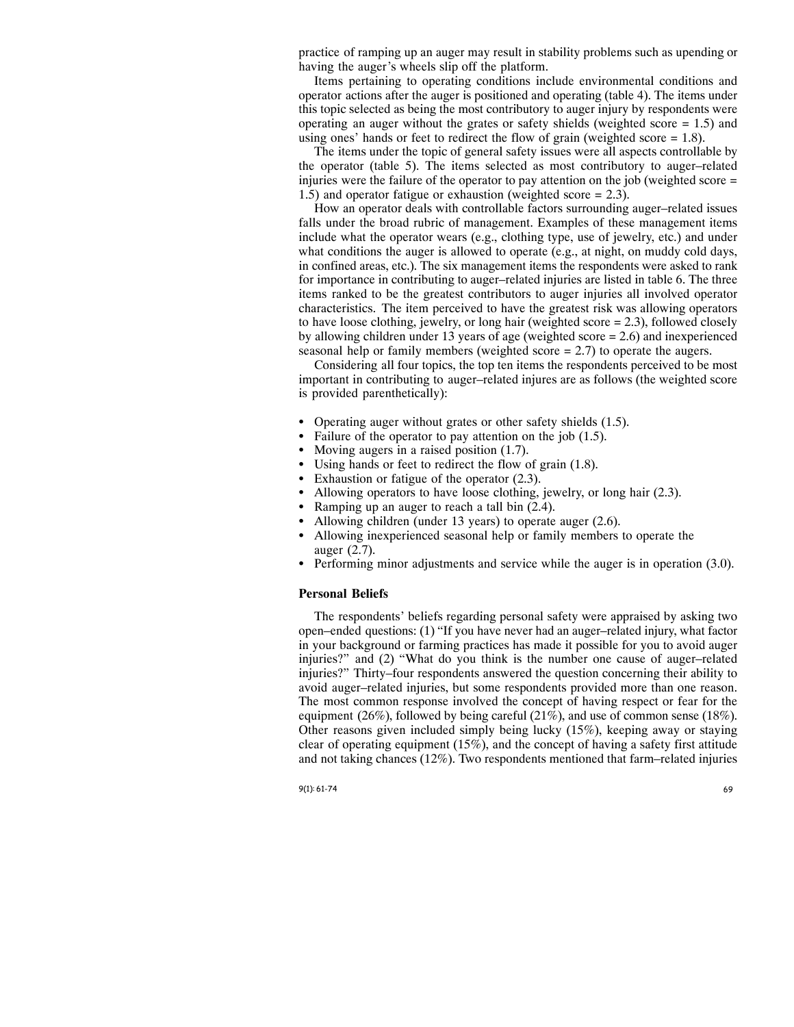practice of ramping up an auger may result in stability problems such as upending or having the auger's wheels slip off the platform.

Items pertaining to operating conditions include environmental conditions and operator actions after the auger is positioned and operating (table 4). The items under this topic selected as being the most contributory to auger injury by respondents were operating an auger without the grates or safety shields (weighted score = 1.5) and using ones' hands or feet to redirect the flow of grain (weighted score = 1.8).

The items under the topic of general safety issues were all aspects controllable by the operator (table 5). The items selected as most contributory to auger–related injuries were the failure of the operator to pay attention on the job (weighted score = 1.5) and operator fatigue or exhaustion (weighted score = 2.3).

How an operator deals with controllable factors surrounding auger–related issues falls under the broad rubric of management. Examples of these management items include what the operator wears (e.g., clothing type, use of jewelry, etc.) and under what conditions the auger is allowed to operate (e.g., at night, on muddy cold days, in confined areas, etc.). The six management items the respondents were asked to rank for importance in contributing to auger–related injuries are listed in table 6. The three items ranked to be the greatest contributors to auger injuries all involved operator characteristics. The item perceived to have the greatest risk was allowing operators to have loose clothing, jewelry, or long hair (weighted score = 2.3), followed closely by allowing children under 13 years of age (weighted score = 2.6) and inexperienced seasonal help or family members (weighted score = 2.7) to operate the augers.

Considering all four topics, the top ten items the respondents perceived to be most important in contributing to auger–related injures are as follows (the weighted score is provided parenthetically):

- Operating auger without grates or other safety shields (1.5).
- Failure of the operator to pay attention on the job (1.5).
- Moving augers in a raised position (1.7).
- Using hands or feet to redirect the flow of grain (1.8).
- Exhaustion or fatigue of the operator (2.3).
- Allowing operators to have loose clothing, jewelry, or long hair (2.3).
- Ramping up an auger to reach a tall bin (2.4).
- Allowing children (under 13 years) to operate auger (2.6).
- Allowing inexperienced seasonal help or family members to operate the auger (2.7).
- Performing minor adjustments and service while the auger is in operation (3.0).

### Personal Beliefs

The respondents' beliefs regarding personal safety were appraised by asking two open–ended questions: (1) "If you have never had an auger–related injury, what factor in your background or farming practices has made it possible for you to avoid auger injuries?" and (2) "What do you think is the number one cause of auger–related injuries?" Thirty–four respondents answered the question concerning their ability to avoid auger–related injuries, but some respondents provided more than one reason. The most common response involved the concept of having respect or fear for the equipment (26%), followed by being careful (21%), and use of common sense (18%). Other reasons given included simply being lucky (15%), keeping away or staying clear of operating equipment (15%), and the concept of having a safety first attitude and not taking chances (12%). Two respondents mentioned that farm–related injuries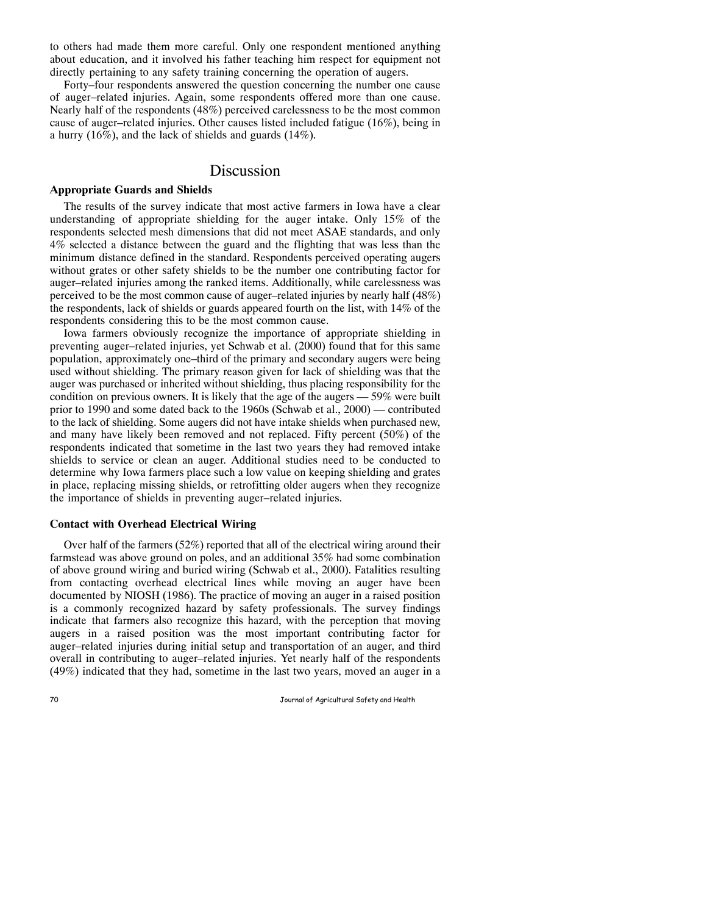to others had made them more careful. Only one respondent mentioned anything about education, and it involved his father teaching him respect for equipment not directly pertaining to any safety training concerning the operation of augers.

Forty–four respondents answered the question concerning the number one cause of auger–related injuries. Again, some respondents offered more than one cause. Nearly half of the respondents (48%) perceived carelessness to be the most common cause of auger–related injuries. Other causes listed included fatigue (16%), being in a hurry (16%), and the lack of shields and guards (14%).

# Discussion

### Appropriate Guards and Shields

The results of the survey indicate that most active farmers in Iowa have a clear understanding of appropriate shielding for the auger intake. Only 15% of the respondents selected mesh dimensions that did not meet ASAE standards, and only 4% selected a distance between the guard and the flighting that was less than the minimum distance defined in the standard. Respondents perceived operating augers without grates or other safety shields to be the number one contributing factor for auger–related injuries among the ranked items. Additionally, while carelessness was perceived to be the most common cause of auger–related injuries by nearly half (48%) the respondents, lack of shields or guards appeared fourth on the list, with 14% of the respondents considering this to be the most common cause.

Iowa farmers obviously recognize the importance of appropriate shielding in preventing auger–related injuries, yet Schwab et al. (2000) found that for this same population, approximately one–third of the primary and secondary augers were being used without shielding. The primary reason given for lack of shielding was that the auger was purchased or inherited without shielding, thus placing responsibility for the condition on previous owners. It is likely that the age of the augers — 59% were built prior to 1990 and some dated back to the 1960s (Schwab et al., 2000) — contributed to the lack of shielding. Some augers did not have intake shields when purchased new, and many have likely been removed and not replaced. Fifty percent (50%) of the respondents indicated that sometime in the last two years they had removed intake shields to service or clean an auger. Additional studies need to be conducted to determine why Iowa farmers place such a low value on keeping shielding and grates in place, replacing missing shields, or retrofitting older augers when they recognize the importance of shields in preventing auger–related injuries.

### Contact with Overhead Electrical Wiring

Over half of the farmers (52%) reported that all of the electrical wiring around their farmstead was above ground on poles, and an additional 35% had some combination of above ground wiring and buried wiring (Schwab et al., 2000). Fatalities resulting from contacting overhead electrical lines while moving an auger have been documented by NIOSH (1986). The practice of moving an auger in a raised position is a commonly recognized hazard by safety professionals. The survey findings indicate that farmers also recognize this hazard, with the perception that moving augers in a raised position was the most important contributing factor for auger–related injuries during initial setup and transportation of an auger, and third overall in contributing to auger–related injuries. Yet nearly half of the respondents (49%) indicated that they had, sometime in the last two years, moved an auger in a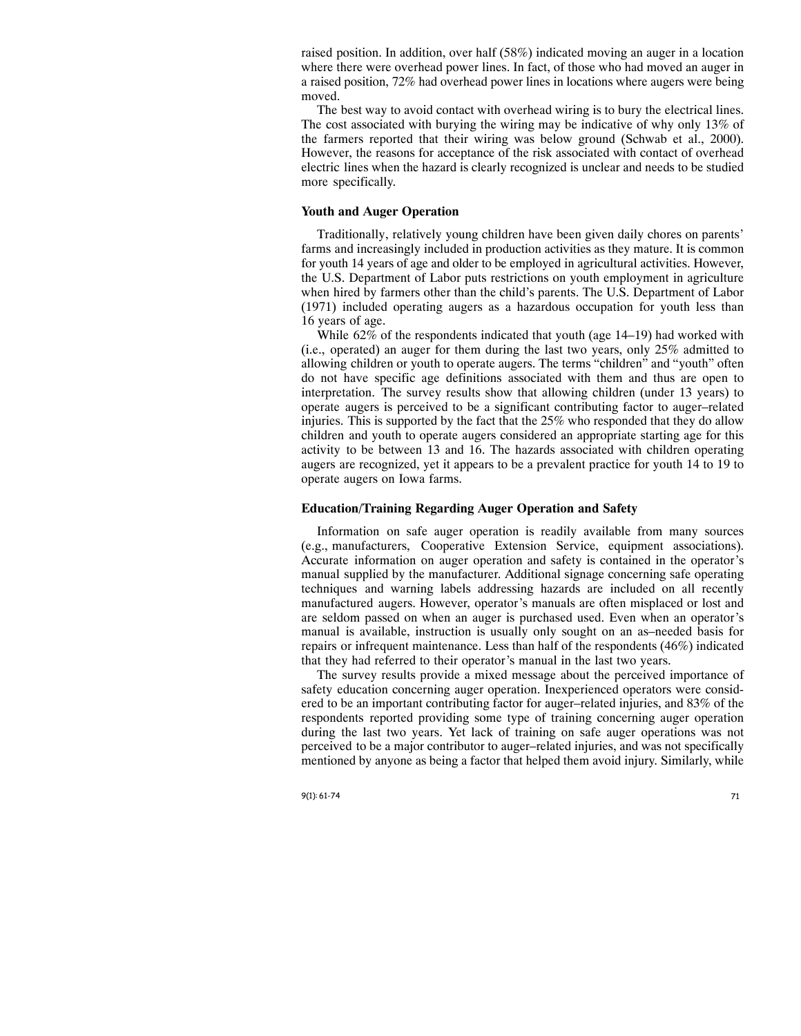raised position. In addition, over half (58%) indicated moving an auger in a location where there were overhead power lines. In fact, of those who had moved an auger in a raised position, 72% had overhead power lines in locations where augers were being moved.

The best way to avoid contact with overhead wiring is to bury the electrical lines. The cost associated with burying the wiring may be indicative of why only 13% of the farmers reported that their wiring was below ground (Schwab et al., 2000). However, the reasons for acceptance of the risk associated with contact of overhead electric lines when the hazard is clearly recognized is unclear and needs to be studied more specifically.

### Youth and Auger Operation

Traditionally, relatively young children have been given daily chores on parents' farms and increasingly included in production activities as they mature. It is common for youth 14 years of age and older to be employed in agricultural activities. However, the U.S. Department of Labor puts restrictions on youth employment in agriculture when hired by farmers other than the child's parents. The U.S. Department of Labor (1971) included operating augers as a hazardous occupation for youth less than 16 years of age.

While 62% of the respondents indicated that youth (age 14–19) had worked with (i.e., operated) an auger for them during the last two years, only 25% admitted to allowing children or youth to operate augers. The terms "children" and "youth" often do not have specific age definitions associated with them and thus are open to interpretation. The survey results show that allowing children (under 13 years) to operate augers is perceived to be a significant contributing factor to auger–related injuries. This is supported by the fact that the 25% who responded that they do allow children and youth to operate augers considered an appropriate starting age for this activity to be between 13 and 16. The hazards associated with children operating augers are recognized, yet it appears to be a prevalent practice for youth 14 to 19 to operate augers on Iowa farms.

### Education/Training Regarding Auger Operation and Safety

Information on safe auger operation is readily available from many sources (e.g., manufacturers, Cooperative Extension Service, equipment associations). Accurate information on auger operation and safety is contained in the operator's manual supplied by the manufacturer. Additional signage concerning safe operating techniques and warning labels addressing hazards are included on all recently manufactured augers. However, operator's manuals are often misplaced or lost and are seldom passed on when an auger is purchased used. Even when an operator's manual is available, instruction is usually only sought on an as–needed basis for repairs or infrequent maintenance. Less than half of the respondents (46%) indicated that they had referred to their operator's manual in the last two years.

The survey results provide a mixed message about the perceived importance of safety education concerning auger operation. Inexperienced operators were considered to be an important contributing factor for auger–related injuries, and 83% of the respondents reported providing some type of training concerning auger operation during the last two years. Yet lack of training on safe auger operations was not perceived to be a major contributor to auger–related injuries, and was not specifically mentioned by anyone as being a factor that helped them avoid injury. Similarly, while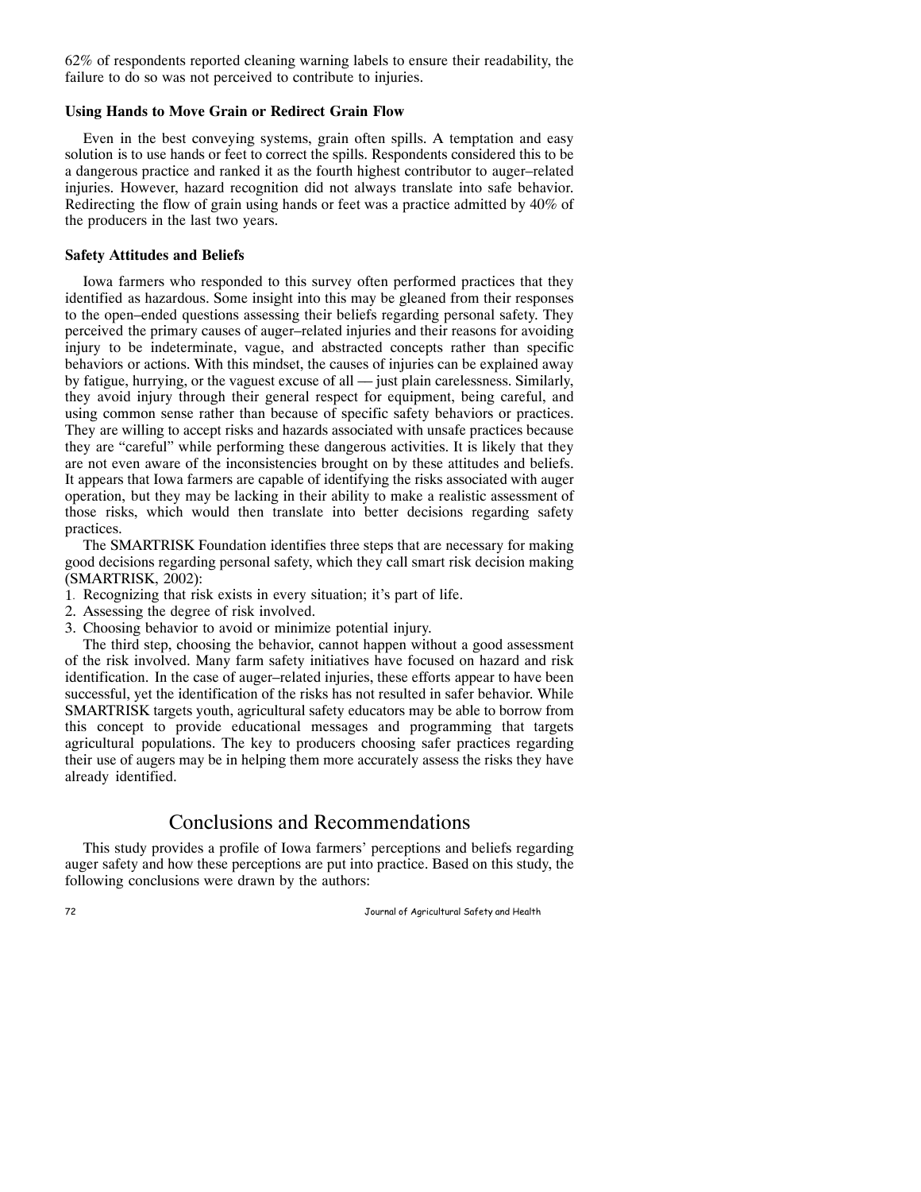62% of respondents reported cleaning warning labels to ensure their readability, the failure to do so was not perceived to contribute to injuries.

### Using Hands to Move Grain or Redirect Grain Flow

Even in the best conveying systems, grain often spills. A temptation and easy solution is to use hands or feet to correct the spills. Respondents considered this to be a dangerous practice and ranked it as the fourth highest contributor to auger–related injuries. However, hazard recognition did not always translate into safe behavior. Redirecting the flow of grain using hands or feet was a practice admitted by 40% of the producers in the last two years.

### Safety Attitudes and Beliefs

Iowa farmers who responded to this survey often performed practices that they identified as hazardous. Some insight into this may be gleaned from their responses to the open–ended questions assessing their beliefs regarding personal safety. They perceived the primary causes of auger–related injuries and their reasons for avoiding injury to be indeterminate, vague, and abstracted concepts rather than specific behaviors or actions. With this mindset, the causes of injuries can be explained away by fatigue, hurrying, or the vaguest excuse of all — just plain carelessness. Similarly, they avoid injury through their general respect for equipment, being careful, and using common sense rather than because of specific safety behaviors or practices. They are willing to accept risks and hazards associated with unsafe practices because they are "careful" while performing these dangerous activities. It is likely that they are not even aware of the inconsistencies brought on by these attitudes and beliefs. It appears that Iowa farmers are capable of identifying the risks associated with auger operation, but they may be lacking in their ability to make a realistic assessment of those risks, which would then translate into better decisions regarding safety practices.

The SMARTRISK Foundation identifies three steps that are necessary for making good decisions regarding personal safety, which they call smart risk decision making (SMARTRISK, 2002):

1. Recognizing that risk exists in every situation; it's part of life.
2. Assessing the degree of risk involved.
3. Choosing behavior to avoid or minimize potential injury.

The third step, choosing the behavior, cannot happen without a good assessment of the risk involved. Many farm safety initiatives have focused on hazard and risk identification. In the case of auger–related injuries, these efforts appear to have been successful, yet the identification of the risks has not resulted in safer behavior. While SMARTRISK targets youth, agricultural safety educators may be able to borrow from this concept to provide educational messages and programming that targets agricultural populations. The key to producers choosing safer practices regarding their use of augers may be in helping them more accurately assess the risks they have already identified.

## Conclusions and Recommendations

This study provides a profile of Iowa farmers' perceptions and beliefs regarding auger safety and how these perceptions are put into practice. Based on this study, the following conclusions were drawn by the authors: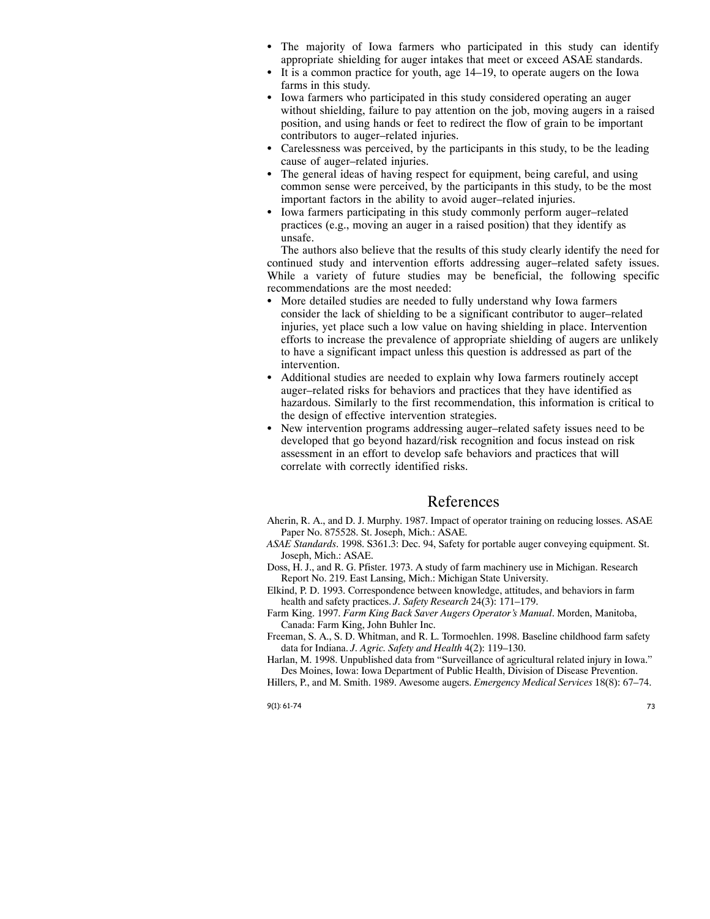- The majority of Iowa farmers who participated in this study can identify appropriate shielding for auger intakes that meet or exceed ASAE standards.
- It is a common practice for youth, age 14–19, to operate augers on the Iowa farms in this study.
- Iowa farmers who participated in this study considered operating an auger without shielding, failure to pay attention on the job, moving augers in a raised position, and using hands or feet to redirect the flow of grain to be important contributors to auger–related injuries.
- Carelessness was perceived, by the participants in this study, to be the leading cause of auger–related injuries.
- The general ideas of having respect for equipment, being careful, and using common sense were perceived, by the participants in this study, to be the most important factors in the ability to avoid auger–related injuries.
- Iowa farmers participating in this study commonly perform auger–related practices (e.g., moving an auger in a raised position) that they identify as unsafe.

The authors also believe that the results of this study clearly identify the need for continued study and intervention efforts addressing auger–related safety issues. While a variety of future studies may be beneficial, the following specific recommendations are the most needed:

- More detailed studies are needed to fully understand why Iowa farmers consider the lack of shielding to be a significant contributor to auger–related injuries, yet place such a low value on having shielding in place. Intervention efforts to increase the prevalence of appropriate shielding of augers are unlikely to have a significant impact unless this question is addressed as part of the intervention.
- Additional studies are needed to explain why Iowa farmers routinely accept auger–related risks for behaviors and practices that they have identified as hazardous. Similarly to the first recommendation, this information is critical to the design of effective intervention strategies.
- New intervention programs addressing auger–related safety issues need to be developed that go beyond hazard/risk recognition and focus instead on risk assessment in an effort to develop safe behaviors and practices that will correlate with correctly identified risks.

# References

Aherin, R. A., and D. J. Murphy. 1987. Impact of operator training on reducing losses. ASAE Paper No. 875528. St. Joseph, Mich.: ASAE.

*ASAE Standards*. 1998. S361.3: Dec. 94, Safety for portable auger conveying equipment. St. Joseph, Mich.: ASAE.

Doss, H. J., and R. G. Pfister. 1973. A study of farm machinery use in Michigan. Research Report No. 219. East Lansing, Mich.: Michigan State University.

Elkind, P. D. 1993. Correspondence between knowledge, attitudes, and behaviors in farm health and safety practices. *J. Safety Research* 24(3): 171–179.

Farm King. 1997. *Farm King Back Saver Augers Operator's Manual*. Morden, Manitoba, Canada: Farm King, John Buhler Inc.

Freeman, S. A., S. D. Whitman, and R. L. Tormoehlen. 1998. Baseline childhood farm safety data for Indiana. *J. Agric. Safety and Health* 4(2): 119–130.

Harlan, M. 1998. Unpublished data from "Surveillance of agricultural related injury in Iowa." Des Moines, Iowa: Iowa Department of Public Health, Division of Disease Prevention.

Hillers, P., and M. Smith. 1989. Awesome augers. *Emergency Medical Services* 18(8): 67–74.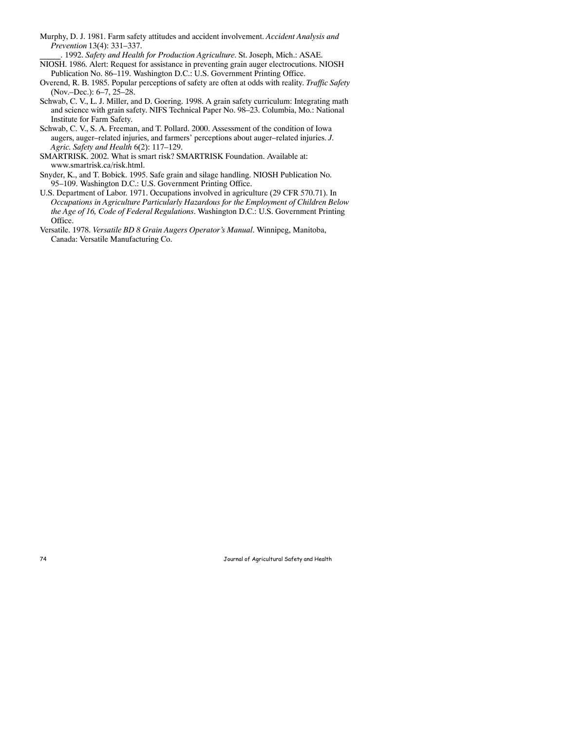Murphy, D. J. 1981. Farm safety attitudes and accident involvement. *Accident Analysis and Prevention* 13(4): 331–337.

_____. 1992. *Safety and Health for Production Agriculture*. St. Joseph, Mich.: ASAE.

NIOSH. 1986. Alert: Request for assistance in preventing grain auger electrocutions. NIOSH Publication No. 86–119. Washington D.C.: U.S. Government Printing Office.

Overend, R. B. 1985. Popular perceptions of safety are often at odds with reality. *Traffic Safety* (Nov.–Dec.): 6–7, 25–28.

Schwab, C. V., L. J. Miller, and D. Goering. 1998. A grain safety curriculum: Integrating math and science with grain safety. NIFS Technical Paper No. 98–23. Columbia, Mo.: National Institute for Farm Safety.

Schwab, C. V., S. A. Freeman, and T. Pollard. 2000. Assessment of the condition of Iowa augers, auger–related injuries, and farmers' perceptions about auger–related injuries. *J. Agric. Safety and Health* 6(2): 117–129.

SMARTRISK. 2002. What is smart risk? SMARTRISK Foundation. Available at: www.smartrisk.ca/risk.html.

Snyder, K., and T. Bobick. 1995. Safe grain and silage handling. NIOSH Publication No. 95–109. Washington D.C.: U.S. Government Printing Office.

U.S. Department of Labor. 1971. Occupations involved in agriculture (29 CFR 570.71). In *Occupations in Agriculture Particularly Hazardous for the Employment of Children Below the Age of 16, Code of Federal Regulations*. Washington D.C.: U.S. Government Printing Office.

Versatile. 1978. *Versatile BD 8 Grain Augers Operator's Manual*. Winnipeg, Manitoba, Canada: Versatile Manufacturing Co.